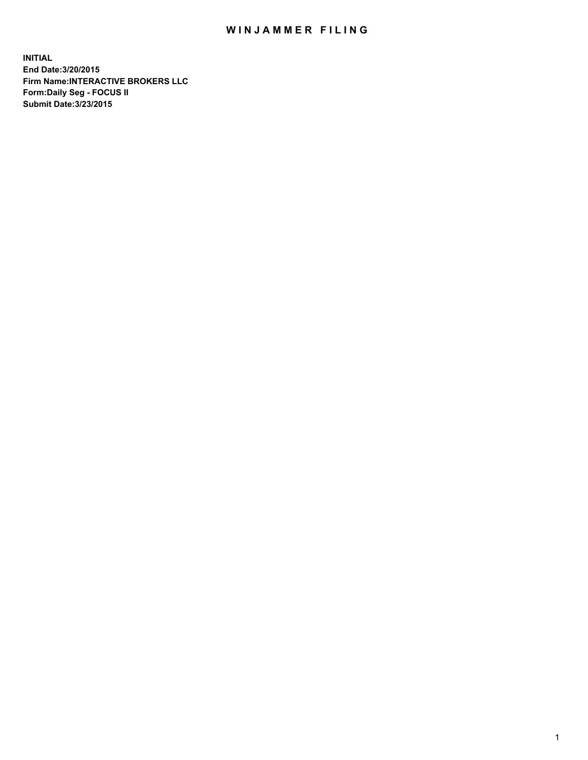# WINJAMMER FILING

**INITIAL**
**End Date:3/20/2015**
**Firm Name:INTERACTIVE BROKERS LLC**
**Form:Daily Seg - FOCUS II**
**Submit Date:3/23/2015**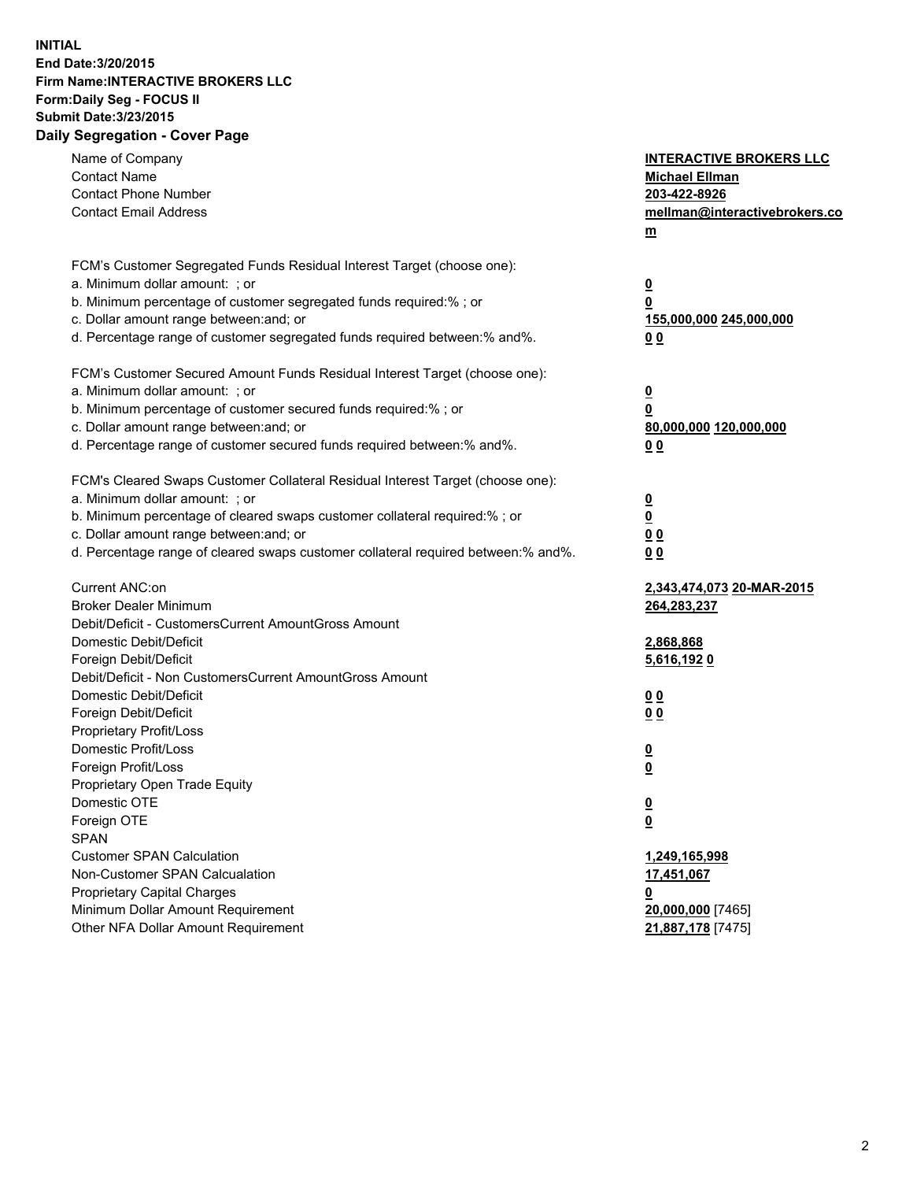**INITIAL**
**End Date:3/20/2015**
**Firm Name:INTERACTIVE BROKERS LLC**
**Form:Daily Seg - FOCUS II**
**Submit Date:3/23/2015**
**Daily Segregation - Cover Page**

| | |
|---|---|
| Name of Company | **INTERACTIVE BROKERS LLC** |
| Contact Name | **Michael Ellman** |
| Contact Phone Number | **203-422-8926** |
| Contact Email Address | **mellman@interactivebrokers.com** |
| | |
| FCM's Customer Segregated Funds Residual Interest Target (choose one): | |
| a. Minimum dollar amount: ; or | **0** |
| b. Minimum percentage of customer segregated funds required:% ; or | **0** |
| c. Dollar amount range between:and; or | **155,000,000 245,000,000** |
| d. Percentage range of customer segregated funds required between:% and%. | **0 0** |
| | |
| FCM's Customer Secured Amount Funds Residual Interest Target (choose one): | |
| a. Minimum dollar amount: ; or | **0** |
| b. Minimum percentage of customer secured funds required:% ; or | **0** |
| c. Dollar amount range between:and; or | **80,000,000 120,000,000** |
| d. Percentage range of customer secured funds required between:% and%. | **0 0** |
| | |
| FCM's Cleared Swaps Customer Collateral Residual Interest Target (choose one): | |
| a. Minimum dollar amount: ; or | **0** |
| b. Minimum percentage of cleared swaps customer collateral required:% ; or | **0** |
| c. Dollar amount range between:and; or | **0 0** |
| d. Percentage range of cleared swaps customer collateral required between:% and%. | **0 0** |
| | |
| Current ANC:on | **2,343,474,073 20-MAR-2015** |
| Broker Dealer Minimum | **264,283,237** |
| Debit/Deficit - CustomersCurrent AmountGross Amount | |
| Domestic Debit/Deficit | **2,868,868** |
| Foreign Debit/Deficit | **5,616,192 0** |
| Debit/Deficit - Non CustomersCurrent AmountGross Amount | |
| Domestic Debit/Deficit | **0 0** |
| Foreign Debit/Deficit | **0 0** |
| Proprietary Profit/Loss | |
| Domestic Profit/Loss | **0** |
| Foreign Profit/Loss | **0** |
| Proprietary Open Trade Equity | |
| Domestic OTE | **0** |
| Foreign OTE | **0** |
| SPAN | |
| Customer SPAN Calculation | **1,249,165,998** |
| Non-Customer SPAN Calcualation | **17,451,067** |
| Proprietary Capital Charges | **0** |
| Minimum Dollar Amount Requirement | **20,000,000** [7465] |
| Other NFA Dollar Amount Requirement | **21,887,178** [7475] |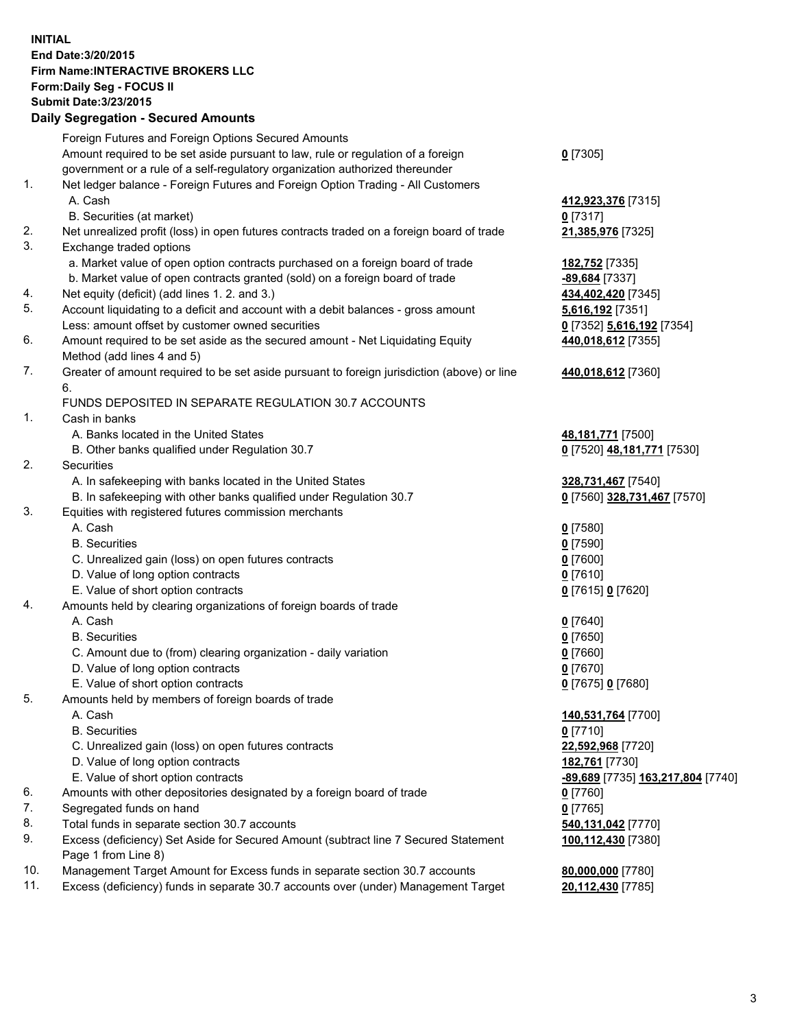**INITIAL**
**End Date:3/20/2015**
**Firm Name:INTERACTIVE BROKERS LLC**
**Form:Daily Seg - FOCUS II**
**Submit Date:3/23/2015**

## Daily Segregation - Secured Amounts

| | | |
|---|---|---|
| | Foreign Futures and Foreign Options Secured Amounts | |
| | Amount required to be set aside pursuant to law, rule or regulation of a foreign government or a rule of a self-regulatory organization authorized thereunder | 0 [7305] |
| 1. | Net ledger balance - Foreign Futures and Foreign Option Trading - All Customers | |
| | A. Cash | 412,923,376 [7315] |
| | B. Securities (at market) | 0 [7317] |
| 2. | Net unrealized profit (loss) in open futures contracts traded on a foreign board of trade | 21,385,976 [7325] |
| 3. | Exchange traded options | |
| | a. Market value of open option contracts purchased on a foreign board of trade | 182,752 [7335] |
| | b. Market value of open contracts granted (sold) on a foreign board of trade | -89,684 [7337] |
| 4. | Net equity (deficit) (add lines 1. 2. and 3.) | 434,402,420 [7345] |
| 5. | Account liquidating to a deficit and account with a debit balances - gross amount | 5,616,192 [7351] |
| | Less: amount offset by customer owned securities | 0 [7352] 5,616,192 [7354] |
| 6. | Amount required to be set aside as the secured amount - Net Liquidating Equity Method (add lines 4 and 5) | 440,018,612 [7355] |
| 7. | Greater of amount required to be set aside pursuant to foreign jurisdiction (above) or line 6. | 440,018,612 [7360] |
| | FUNDS DEPOSITED IN SEPARATE REGULATION 30.7 ACCOUNTS | |
| 1. | Cash in banks | |
| | A. Banks located in the United States | 48,181,771 [7500] |
| | B. Other banks qualified under Regulation 30.7 | 0 [7520] 48,181,771 [7530] |
| 2. | Securities | |
| | A. In safekeeping with banks located in the United States | 328,731,467 [7540] |
| | B. In safekeeping with other banks qualified under Regulation 30.7 | 0 [7560] 328,731,467 [7570] |
| 3. | Equities with registered futures commission merchants | |
| | A. Cash | 0 [7580] |
| | B. Securities | 0 [7590] |
| | C. Unrealized gain (loss) on open futures contracts | 0 [7600] |
| | D. Value of long option contracts | 0 [7610] |
| | E. Value of short option contracts | 0 [7615] 0 [7620] |
| 4. | Amounts held by clearing organizations of foreign boards of trade | |
| | A. Cash | 0 [7640] |
| | B. Securities | 0 [7650] |
| | C. Amount due to (from) clearing organization - daily variation | 0 [7660] |
| | D. Value of long option contracts | 0 [7670] |
| | E. Value of short option contracts | 0 [7675] 0 [7680] |
| 5. | Amounts held by members of foreign boards of trade | |
| | A. Cash | 140,531,764 [7700] |
| | B. Securities | 0 [7710] |
| | C. Unrealized gain (loss) on open futures contracts | 22,592,968 [7720] |
| | D. Value of long option contracts | 182,761 [7730] |
| | E. Value of short option contracts | -89,689 [7735] 163,217,804 [7740] |
| 6. | Amounts with other depositories designated by a foreign board of trade | 0 [7760] |
| 7. | Segregated funds on hand | 0 [7765] |
| 8. | Total funds in separate section 30.7 accounts | 540,131,042 [7770] |
| 9. | Excess (deficiency) Set Aside for Secured Amount (subtract line 7 Secured Statement Page 1 from Line 8) | 100,112,430 [7380] |
| 10. | Management Target Amount for Excess funds in separate section 30.7 accounts | 80,000,000 [7780] |
| 11. | Excess (deficiency) funds in separate 30.7 accounts over (under) Management Target | 20,112,430 [7785] |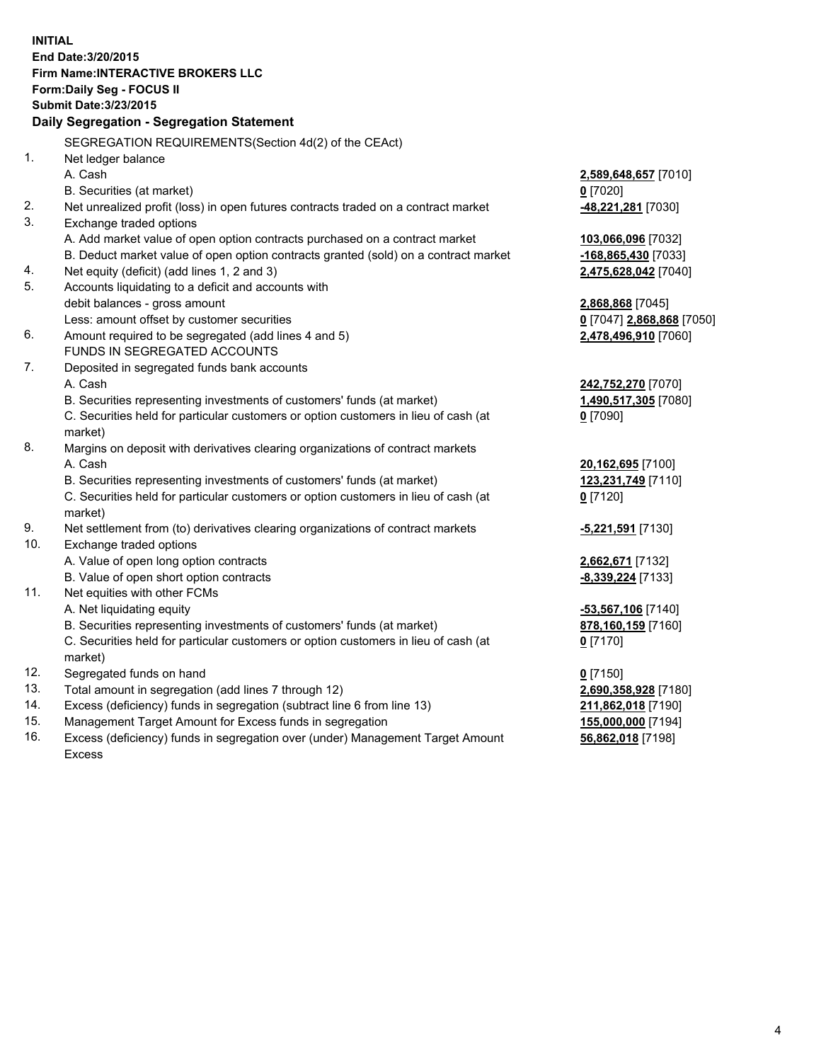**INITIAL**
**End Date:3/20/2015**
**Firm Name:INTERACTIVE BROKERS LLC**
**Form:Daily Seg - FOCUS II**
**Submit Date:3/23/2015**

## Daily Segregation - Segregation Statement

SEGREGATION REQUIREMENTS(Section 4d(2) of the CEAct)

| | | |
|---|---|---|
| 1. | Net ledger balance | |
| | A. Cash | **2,589,648,657** [7010] |
| | B. Securities (at market) | **0** [7020] |
| 2. | Net unrealized profit (loss) in open futures contracts traded on a contract market | **-48,221,281** [7030] |
| 3. | Exchange traded options | |
| | A. Add market value of open option contracts purchased on a contract market | **103,066,096** [7032] |
| | B. Deduct market value of open option contracts granted (sold) on a contract market | **-168,865,430** [7033] |
| 4. | Net equity (deficit) (add lines 1, 2 and 3) | **2,475,628,042** [7040] |
| 5. | Accounts liquidating to a deficit and accounts with debit balances - gross amount | **2,868,868** [7045] |
| | Less: amount offset by customer securities | **0** [7047] **2,868,868** [7050] |
| 6. | Amount required to be segregated (add lines 4 and 5) | **2,478,496,910** [7060] |
| | FUNDS IN SEGREGATED ACCOUNTS | |
| 7. | Deposited in segregated funds bank accounts | |
| | A. Cash | **242,752,270** [7070] |
| | B. Securities representing investments of customers' funds (at market) | **1,490,517,305** [7080] |
| | C. Securities held for particular customers or option customers in lieu of cash (at market) | **0** [7090] |
| 8. | Margins on deposit with derivatives clearing organizations of contract markets | |
| | A. Cash | **20,162,695** [7100] |
| | B. Securities representing investments of customers' funds (at market) | **123,231,749** [7110] |
| | C. Securities held for particular customers or option customers in lieu of cash (at market) | **0** [7120] |
| 9. | Net settlement from (to) derivatives clearing organizations of contract markets | **-5,221,591** [7130] |
| 10. | Exchange traded options | |
| | A. Value of open long option contracts | **2,662,671** [7132] |
| | B. Value of open short option contracts | **-8,339,224** [7133] |
| 11. | Net equities with other FCMs | |
| | A. Net liquidating equity | **-53,567,106** [7140] |
| | B. Securities representing investments of customers' funds (at market) | **878,160,159** [7160] |
| | C. Securities held for particular customers or option customers in lieu of cash (at market) | **0** [7170] |
| 12. | Segregated funds on hand | **0** [7150] |
| 13. | Total amount in segregation (add lines 7 through 12) | **2,690,358,928** [7180] |
| 14. | Excess (deficiency) funds in segregation (subtract line 6 from line 13) | **211,862,018** [7190] |
| 15. | Management Target Amount for Excess funds in segregation | **155,000,000** [7194] |
| 16. | Excess (deficiency) funds in segregation over (under) Management Target Amount Excess | **56,862,018** [7198] |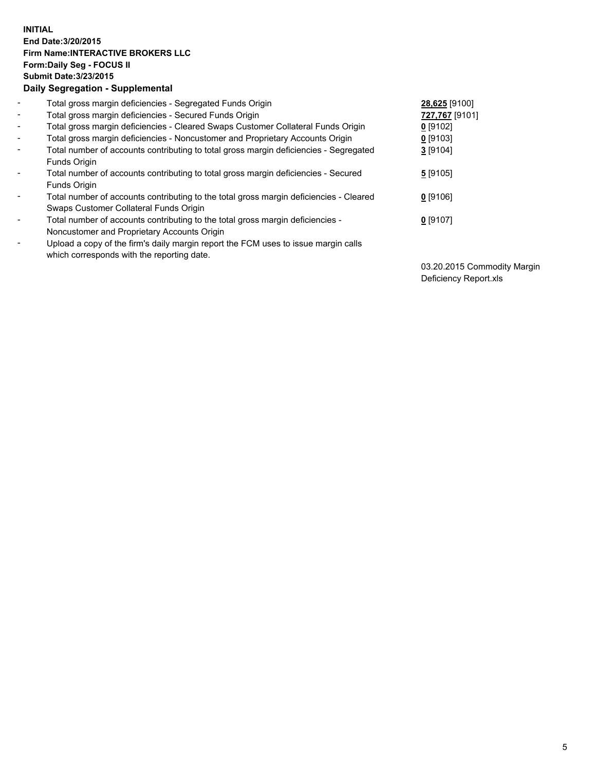**INITIAL**
**End Date:3/20/2015**
**Firm Name:INTERACTIVE BROKERS LLC**
**Form:Daily Seg - FOCUS II**
**Submit Date:3/23/2015**

### Daily Segregation - Supplemental

| | | |
|---|---|---|
| - | Total gross margin deficiencies - Segregated Funds Origin | **28,625** [9100] |
| - | Total gross margin deficiencies - Secured Funds Origin | **727,767** [9101] |
| - | Total gross margin deficiencies - Cleared Swaps Customer Collateral Funds Origin | **0** [9102] |
| - | Total gross margin deficiencies - Noncustomer and Proprietary Accounts Origin | **0** [9103] |
| - | Total number of accounts contributing to total gross margin deficiencies - Segregated Funds Origin | **3** [9104] |
| - | Total number of accounts contributing to total gross margin deficiencies - Secured Funds Origin | **5** [9105] |
| - | Total number of accounts contributing to the total gross margin deficiencies - Cleared Swaps Customer Collateral Funds Origin | **0** [9106] |
| - | Total number of accounts contributing to the total gross margin deficiencies - Noncustomer and Proprietary Accounts Origin | **0** [9107] |
| - | Upload a copy of the firm's daily margin report the FCM uses to issue margin calls which corresponds with the reporting date. | 03.20.2015 Commodity Margin Deficiency Report.xls |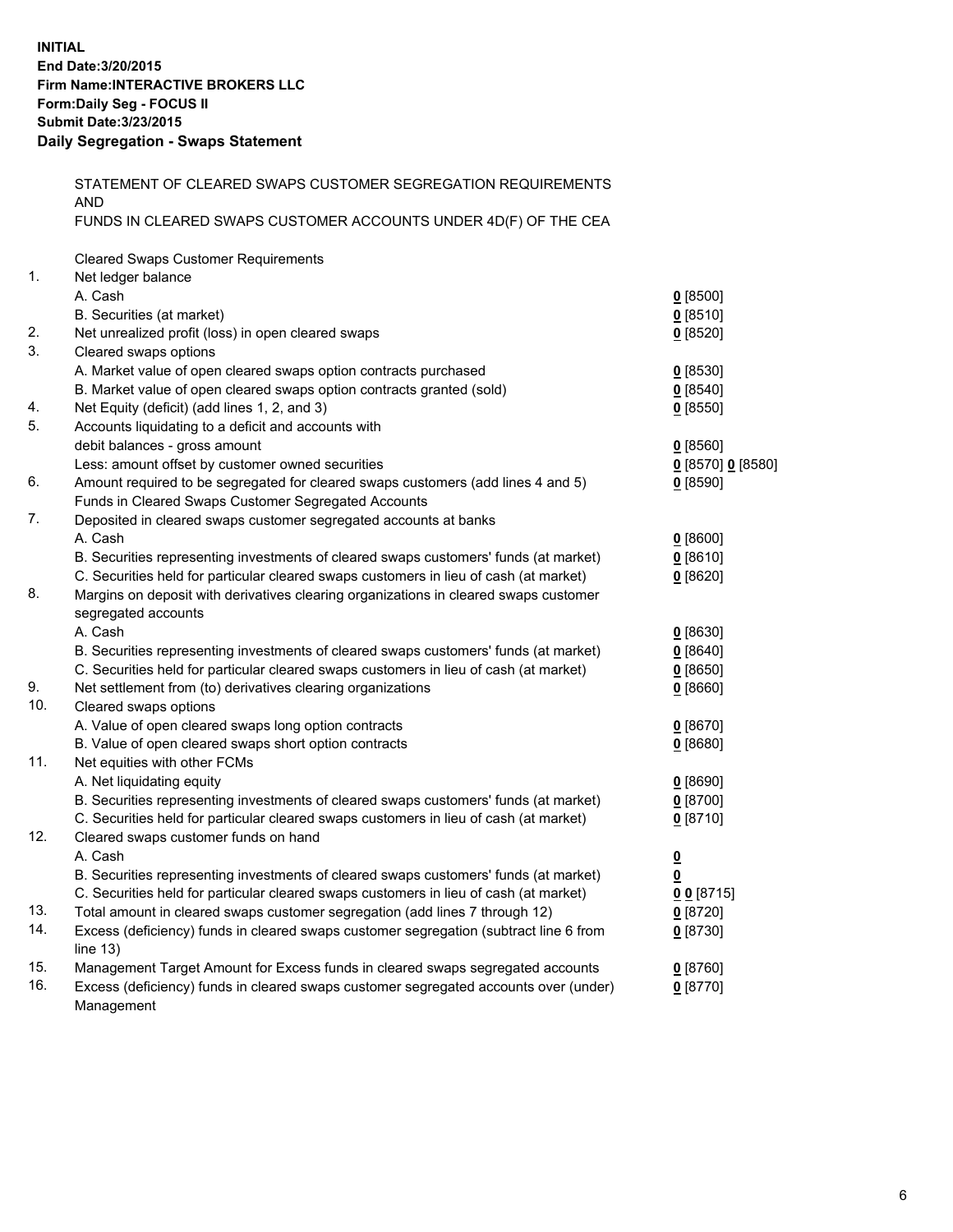**INITIAL**
**End Date:3/20/2015**
**Firm Name:INTERACTIVE BROKERS LLC**
**Form:Daily Seg - FOCUS II**
**Submit Date:3/23/2015**
**Daily Segregation - Swaps Statement**

STATEMENT OF CLEARED SWAPS CUSTOMER SEGREGATION REQUIREMENTS AND FUNDS IN CLEARED SWAPS CUSTOMER ACCOUNTS UNDER 4D(F) OF THE CEA

| | | |
|---|---|---|
| | Cleared Swaps Customer Requirements | |
| 1. | Net ledger balance | |
| | A. Cash | 0 [8500] |
| | B. Securities (at market) | 0 [8510] |
| 2. | Net unrealized profit (loss) in open cleared swaps | 0 [8520] |
| 3. | Cleared swaps options | |
| | A. Market value of open cleared swaps option contracts purchased | 0 [8530] |
| | B. Market value of open cleared swaps option contracts granted (sold) | 0 [8540] |
| 4. | Net Equity (deficit) (add lines 1, 2, and 3) | 0 [8550] |
| 5. | Accounts liquidating to a deficit and accounts with | |
| | debit balances - gross amount | 0 [8560] |
| | Less: amount offset by customer owned securities | 0 [8570] 0 [8580] |
| 6. | Amount required to be segregated for cleared swaps customers (add lines 4 and 5) | 0 [8590] |
| | Funds in Cleared Swaps Customer Segregated Accounts | |
| 7. | Deposited in cleared swaps customer segregated accounts at banks | |
| | A. Cash | 0 [8600] |
| | B. Securities representing investments of cleared swaps customers' funds (at market) | 0 [8610] |
| | C. Securities held for particular cleared swaps customers in lieu of cash (at market) | 0 [8620] |
| 8. | Margins on deposit with derivatives clearing organizations in cleared swaps customer segregated accounts | |
| | A. Cash | 0 [8630] |
| | B. Securities representing investments of cleared swaps customers' funds (at market) | 0 [8640] |
| | C. Securities held for particular cleared swaps customers in lieu of cash (at market) | 0 [8650] |
| 9. | Net settlement from (to) derivatives clearing organizations | 0 [8660] |
| 10. | Cleared swaps options | |
| | A. Value of open cleared swaps long option contracts | 0 [8670] |
| | B. Value of open cleared swaps short option contracts | 0 [8680] |
| 11. | Net equities with other FCMs | |
| | A. Net liquidating equity | 0 [8690] |
| | B. Securities representing investments of cleared swaps customers' funds (at market) | 0 [8700] |
| | C. Securities held for particular cleared swaps customers in lieu of cash (at market) | 0 [8710] |
| 12. | Cleared swaps customer funds on hand | |
| | A. Cash | 0 |
| | B. Securities representing investments of cleared swaps customers' funds (at market) | 0 |
| | C. Securities held for particular cleared swaps customers in lieu of cash (at market) | 0 0 [8715] |
| 13. | Total amount in cleared swaps customer segregation (add lines 7 through 12) | 0 [8720] |
| 14. | Excess (deficiency) funds in cleared swaps customer segregation (subtract line 6 from line 13) | 0 [8730] |
| 15. | Management Target Amount for Excess funds in cleared swaps segregated accounts | 0 [8760] |
| 16. | Excess (deficiency) funds in cleared swaps customer segregated accounts over (under) Management | 0 [8770] |